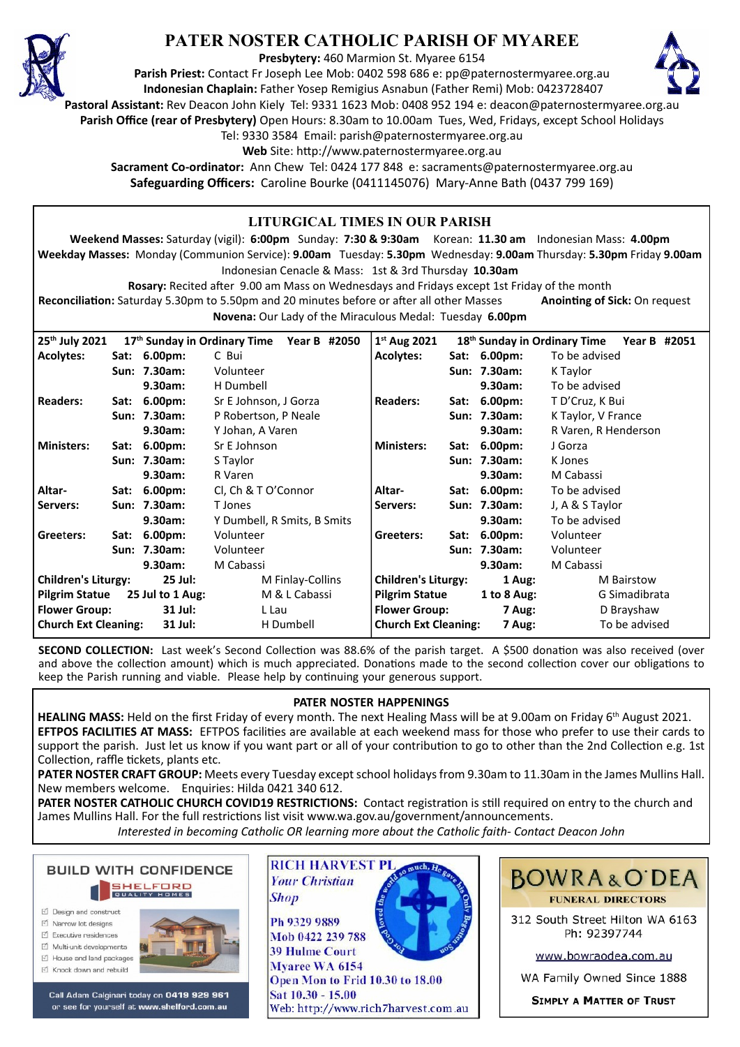# PATER NOSTER CATHOLIC PARISH OF MYAREE

**Presbytery:** 460 Marmion St. Myaree 6154
**Parish Priest:** Contact Fr Joseph Lee Mob: 0402 598 686 e: pp@paternostermyaree.org.au
**Indonesian Chaplain:** Father Yosep Remigius Asnabun (Father Remi) Mob: 0423728407
**Pastoral Assistant:** Rev Deacon John Kiely Tel: 9331 1623 Mob: 0408 952 194 e: deacon@paternostermyaree.org.au
**Parish Office (rear of Presbytery)** Open Hours: 8.30am to 10.00am Tues, Wed, Fridays, except School Holidays
Tel: 9330 3584 Email: parish@paternostermyaree.org.au
**Web** Site: http://www.paternostermyaree.org.au
**Sacrament Co-ordinator:** Ann Chew Tel: 0424 177 848 e: sacraments@paternostermyaree.org.au
**Safeguarding Officers:** Caroline Bourke (0411145076) Mary-Anne Bath (0437 799 169)

## LITURGICAL TIMES IN OUR PARISH

**Weekend Masses:** Saturday (vigil): **6:00pm** Sunday: **7:30 & 9:30am** Korean: **11.30 am** Indonesian Mass: **4.00pm**
**Weekday Masses:** Monday (Communion Service): **9.00am** Tuesday: **5.30pm** Wednesday: **9.00am** Thursday: **5.30pm** Friday **9.00am**
Indonesian Cenacle & Mass: 1st & 3rd Thursday **10.30am**
**Rosary:** Recited after 9.00 am Mass on Wednesdays and Fridays except 1st Friday of the month
**Reconciliation:** Saturday 5.30pm to 5.50pm and 20 minutes before or after all other Masses **Anointing of Sick:** On request
**Novena:** Our Lady of the Miraculous Medal: Tuesday **6.00pm**

| 25th July 2021 | 17th Sunday in Ordinary Time | Year B #2050 | 1st Aug 2021 | 18th Sunday in Ordinary Time | Year B #2051 |
|---|---|---|---|---|---|
| **Acolytes:** | **Sat: 6.00pm:** | C Bui | **Acolytes:** | **Sat: 6.00pm:** | To be advised |
| | **Sun: 7.30am:** | Volunteer | | **Sun: 7.30am:** | K Taylor |
| | **9.30am:** | H Dumbell | | **9.30am:** | To be advised |
| **Readers:** | **Sat: 6.00pm:** | Sr E Johnson, J Gorza | **Readers:** | **Sat: 6.00pm:** | T D'Cruz, K Bui |
| | **Sun: 7.30am:** | P Robertson, P Neale | | **Sun: 7.30am:** | K Taylor, V France |
| | **9.30am:** | Y Johan, A Varen | | **9.30am:** | R Varen, R Henderson |
| **Ministers:** | **Sat: 6.00pm:** | Sr E Johnson | **Ministers:** | **Sat: 6.00pm:** | J Gorza |
| | **Sun: 7.30am:** | S Taylor | | **Sun: 7.30am:** | K Jones |
| | **9.30am:** | R Varen | | **9.30am:** | M Cabassi |
| **Altar-** | **Sat: 6.00pm:** | Cl, Ch & T O'Connor | **Altar-** | **Sat: 6.00pm:** | To be advised |
| **Servers:** | **Sun: 7.30am:** | T Jones | **Servers:** | **Sun: 7.30am:** | J, A & S Taylor |
| | **9.30am:** | Y Dumbell, R Smits, B Smits | | **9.30am:** | To be advised |
| **Greeters:** | **Sat: 6.00pm:** | Volunteer | **Greeters:** | **Sat: 6.00pm:** | Volunteer |
| | **Sun: 7.30am:** | Volunteer | | **Sun: 7.30am:** | Volunteer |
| | **9.30am:** | M Cabassi | | **9.30am:** | M Cabassi |
| **Children's Liturgy:** | **25 Jul:** | M Finlay-Collins | **Children's Liturgy:** | **1 Aug:** | M Bairstow |
| **Pilgrim Statue** | **25 Jul to 1 Aug:** | M & L Cabassi | **Pilgrim Statue** | **1 to 8 Aug:** | G Simadibrata |
| **Flower Group:** | **31 Jul:** | L Lau | **Flower Group:** | **7 Aug:** | D Brayshaw |
| **Church Ext Cleaning:** | **31 Jul:** | H Dumbell | **Church Ext Cleaning:** | **7 Aug:** | To be advised |

**SECOND COLLECTION:** Last week's Second Collection was 88.6% of the parish target. A $500 donation was also received (over and above the collection amount) which is much appreciated. Donations made to the second collection cover our obligations to keep the Parish running and viable. Please help by continuing your generous support.

## PATER NOSTER HAPPENINGS

**HEALING MASS:** Held on the first Friday of every month. The next Healing Mass will be at 9.00am on Friday 6th August 2021.

**EFTPOS FACILITIES AT MASS:** EFTPOS facilities are available at each weekend mass for those who prefer to use their cards to support the parish. Just let us know if you want part or all of your contribution to go to other than the 2nd Collection e.g. 1st Collection, raffle tickets, plants etc.

**PATER NOSTER CRAFT GROUP:** Meets every Tuesday except school holidays from 9.30am to 11.30am in the James Mullins Hall. New members welcome. Enquiries: Hilda 0421 340 612.

**PATER NOSTER CATHOLIC CHURCH COVID19 RESTRICTIONS:** Contact registration is still required on entry to the church and James Mullins Hall. For the full restrictions list visit www.wa.gov.au/government/announcements.

*Interested in becoming Catholic OR learning more about the Catholic faith- Contact Deacon John*

BUILD WITH CONFIDENCE
SHELFORD QUALITY HOMES
- Design and construct
- Narrow lot designs
- Executive residences
- Multi-unit developments
- House and land packages
- Knock down and rebuild

Call Adam Calginari today on 0419 929 961 or see for yourself at www.shelford.com.au

RICH HARVEST PL
*Your Christian Shop*
Ph 9329 9889
Mob 0422 239 788
39 Hulme Court
Myaree WA 6154
Open Mon to Frid 10.30 to 18.00
Sat 10.30 - 15.00
Web: http://www.rich7harvest.com.au

BOWRA & O'DEA
FUNERAL DIRECTORS
312 South Street Hilton WA 6163
Ph: 92397744
www.bowraodea.com.au
WA Family Owned Since 1888
SIMPLY A MATTER OF TRUST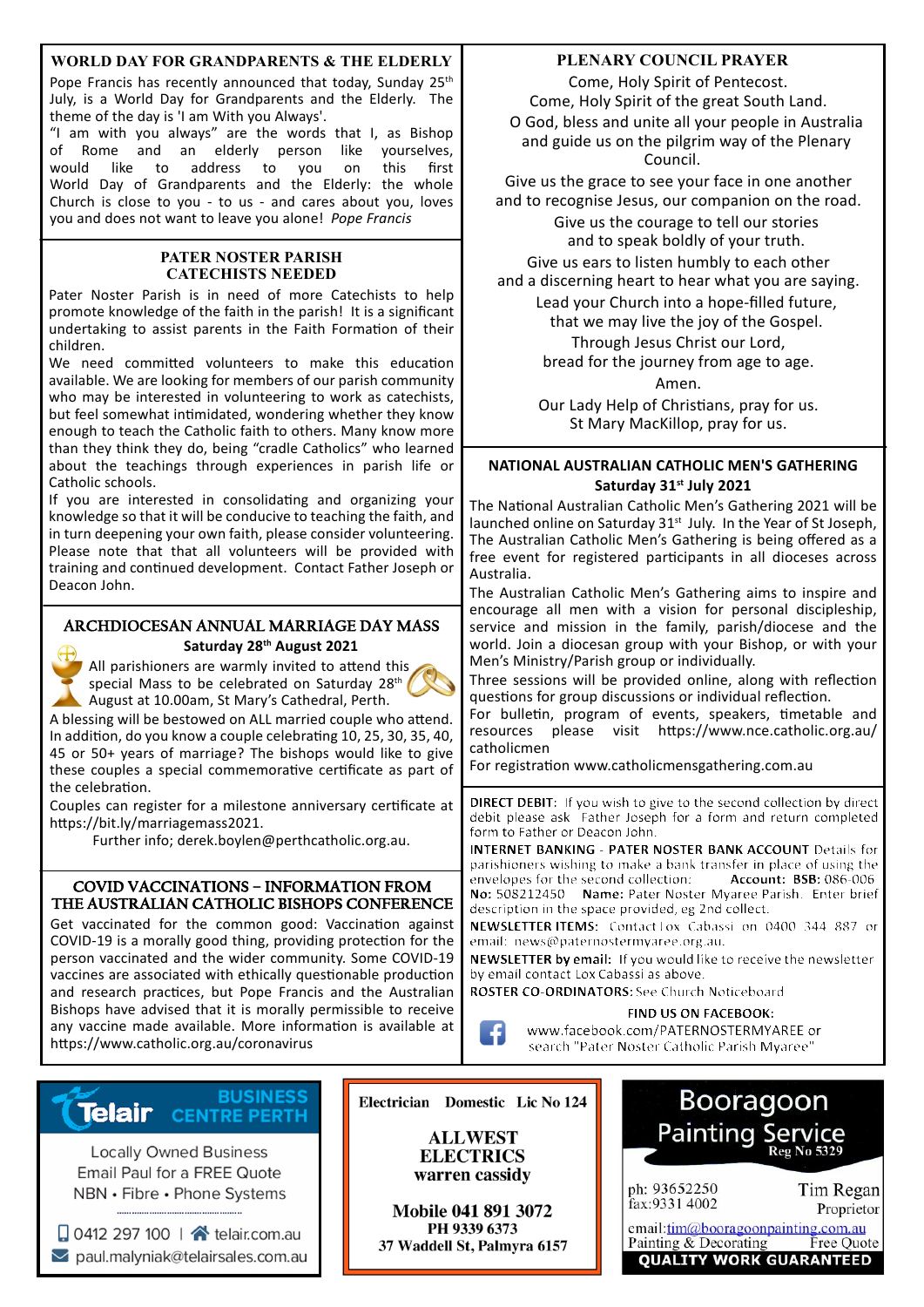## WORLD DAY FOR GRANDPARENTS & THE ELDERLY

Pope Francis has recently announced that today, Sunday 25th July, is a World Day for Grandparents and the Elderly. The theme of the day is 'I am With you Always'.

"I am with you always" are the words that I, as Bishop of Rome and an elderly person like yourselves, would like to address to you on this first World Day of Grandparents and the Elderly: the whole Church is close to you - to us - and cares about you, loves you and does not want to leave you alone! *Pope Francis*

## PATER NOSTER PARISH CATECHISTS NEEDED

Pater Noster Parish is in need of more Catechists to help promote knowledge of the faith in the parish! It is a significant undertaking to assist parents in the Faith Formation of their children.

We need committed volunteers to make this education available. We are looking for members of our parish community who may be interested in volunteering to work as catechists, but feel somewhat intimidated, wondering whether they know enough to teach the Catholic faith to others. Many know more than they think they do, being "cradle Catholics" who learned about the teachings through experiences in parish life or Catholic schools.

If you are interested in consolidating and organizing your knowledge so that it will be conducive to teaching the faith, and in turn deepening your own faith, please consider volunteering. Please note that that all volunteers will be provided with training and continued development. Contact Father Joseph or Deacon John.

## ARCHDIOCESAN ANNUAL MARRIAGE DAY MASS

**Saturday 28th August 2021**

All parishioners are warmly invited to attend this special Mass to be celebrated on Saturday 28th August at 10.00am, St Mary's Cathedral, Perth.

A blessing will be bestowed on ALL married couple who attend. In addition, do you know a couple celebrating 10, 25, 30, 35, 40, 45 or 50+ years of marriage? The bishops would like to give these couples a special commemorative certificate as part of the celebration.

Couples can register for a milestone anniversary certificate at https://bit.ly/marriagemass2021.

Further info; derek.boylen@perthcatholic.org.au.

## COVID VACCINATIONS – INFORMATION FROM THE AUSTRALIAN CATHOLIC BISHOPS CONFERENCE

Get vaccinated for the common good: Vaccination against COVID-19 is a morally good thing, providing protection for the person vaccinated and the wider community. Some COVID-19 vaccines are associated with ethically questionable production and research practices, but Pope Francis and the Australian Bishops have advised that it is morally permissible to receive any vaccine made available. More information is available at https://www.catholic.org.au/coronavirus

## PLENARY COUNCIL PRAYER

Come, Holy Spirit of Pentecost.
Come, Holy Spirit of the great South Land.
O God, bless and unite all your people in Australia and guide us on the pilgrim way of the Plenary Council.
Give us the grace to see your face in one another and to recognise Jesus, our companion on the road.
Give us the courage to tell our stories and to speak boldly of your truth.
Give us ears to listen humbly to each other and a discerning heart to hear what you are saying.
Lead your Church into a hope-filled future, that we may live the joy of the Gospel.
Through Jesus Christ our Lord, bread for the journey from age to age.
Amen.
Our Lady Help of Christians, pray for us.
St Mary MacKillop, pray for us.

## NATIONAL AUSTRALIAN CATHOLIC MEN'S GATHERING

**Saturday 31st July 2021**

The National Australian Catholic Men's Gathering 2021 will be launched online on Saturday 31st July. In the Year of St Joseph, The Australian Catholic Men's Gathering is being offered as a free event for registered participants in all dioceses across Australia.

The Australian Catholic Men's Gathering aims to inspire and encourage all men with a vision for personal discipleship, service and mission in the family, parish/diocese and the world. Join a diocesan group with your Bishop, or with your Men's Ministry/Parish group or individually.

Three sessions will be provided online, along with reflection questions for group discussions or individual reflection.

For bulletin, program of events, speakers, timetable and resources please visit https://www.nce.catholic.org.au/catholicmen

For registration www.catholicmensgathering.com.au

**DIRECT DEBIT**: If you wish to give to the second collection by direct debit please ask Father Joseph for a form and return completed form to Father or Deacon John.

**INTERNET BANKING - PATER NOSTER BANK ACCOUNT** Details for parishioners wishing to make a bank transfer in place of using the envelopes for the second collection: **Account: BSB:** 086-006 **No:** 508212450 **Name:** Pater Noster Myaree Parish. Enter brief description in the space provided, eg 2nd collect.

**NEWSLETTER ITEMS**: Contact Lox Cabassi on 0400 344 887 or email: news@paternostermyaree.org.au.

**NEWSLETTER by email:** If you would like to receive the newsletter by email contact Lox Cabassi as above.

**ROSTER CO-ORDINATORS**: See Church Noticeboard

**FIND US ON FACEBOOK:**
www.facebook.com/PATERNOSTERMYAREE or search "Pater Noster Catholic Parish Myaree"

---

**Telair BUSINESS CENTRE PERTH**
Locally Owned Business
Email Paul for a FREE Quote
NBN • Fibre • Phone Systems
0412 297 100 | telair.com.au
paul.malyniak@telairsales.com.au

---

**Electrician Domestic Lic No 124**
**ALLWEST ELECTRICS**
**warren cassidy**
**Mobile 041 891 3072**
**PH 9339 6373**
**37 Waddell St, Palmyra 6157**

---

**Booragoon Painting Service**
Reg No 5329
ph: 93652250
fax:9331 4002
Tim Regan
Proprietor
email: tim@booragoonpainting.com.au
Painting & Decorating Free Quote
**QUALITY WORK GUARANTEED**